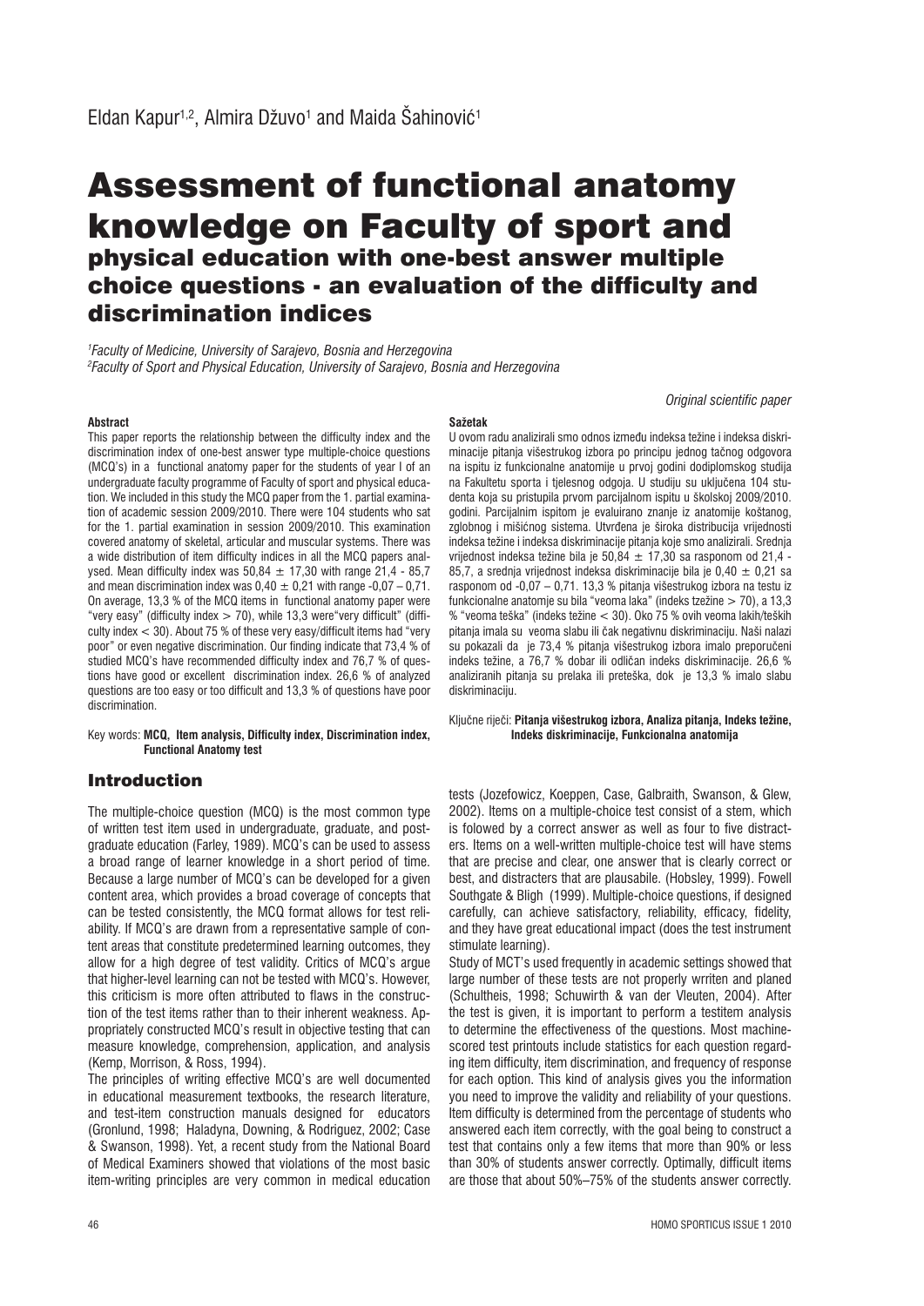Eldan Kapur[1,2], Almira Džuvo[1] and Maida Šahinović[1]

# Assessment of functional anatomy knowledge on Faculty of sport and physical education with one-best answer multiple choice questions - an evaluation of the difficulty and discrimination indices

*[1]Faculty of Medicine, University of Sarajevo, Bosnia and Herzegovina*
*[2]Faculty of Sport and Physical Education, University of Sarajevo, Bosnia and Herzegovina*

*Original scientific paper*

**Abstract**

This paper reports the relationship between the difficulty index and the discrimination index of one-best answer type multiple-choice questions (MCQ's) in a functional anatomy paper for the students of year I of an undergraduate faculty programme of Faculty of sport and physical education. We included in this study the MCQ paper from the 1. partial examination of academic session 2009/2010. There were 104 students who sat for the 1. partial examination in session 2009/2010. This examination covered anatomy of skeletal, articular and muscular systems. There was a wide distribution of item difficulty indices in all the MCQ papers analysed. Mean difficulty index was 50,84 ± 17,30 with range 21,4 - 85,7 and mean discrimination index was 0,40 ± 0,21 with range -0,07 – 0,71. On average, 13,3 % of the MCQ items in functional anatomy paper were "very easy" (difficulty index > 70), while 13,3 were"very difficult" (difficulty index < 30). About 75 % of these very easy/difficult items had "very poor" or even negative discrimination. Our finding indicate that 73,4 % of studied MCQ's have recommended difficulty index and 76,7 % of questions have good or excellent discrimination index. 26,6 % of analyzed questions are too easy or too difficult and 13,3 % of questions have poor discrimination.

Key words: **MCQ, Item analysis, Difficulty index, Discrimination index, Functional Anatomy test**

**Sažetak**

U ovom radu analizirali smo odnos između indeksa težine i indeksa diskriminacije pitanja višestrukog izbora po principu jednog tačnog odgovora na ispitu iz funkcionalne anatomije u prvoj godini dodiplomskog studija na Fakultetu sporta i tjelesnog odgoja. U studiju su uključena 104 studenta koja su pristupila prvom parcijalnom ispitu u školskoj 2009/2010. godini. Parcijalnim ispitom je evaluirano znanje iz anatomije koštanog, zglobnog i mišićnog sistema. Utvrđena je široka distribucija vrijednosti indeksa težine i indeksa diskriminacije pitanja koje smo analizirali. Srednja vrijednost indeksa težine bila je 50,84 ± 17,30 sa rasponom od 21,4 - 85,7, a srednja vrijednost indeksa diskriminacije bila je 0,40 ± 0,21 sa rasponom od -0,07 – 0,71. 13,3 % pitanja višestrukog izbora na testu iz funkcionalne anatomje su bila "veoma laka" (indeks tzežine > 70), a 13,3 % "veoma teška" (indeks težine < 30). Oko 75 % ovih veoma lakih/teških pitanja imala su veoma slabu ili čak negativnu diskriminaciju. Naši nalazi su pokazali da je 73,4 % pitanja višestrukog izbora imalo preporučeni indeks težine, a 76,7 % dobar ili odličan indeks diskriminacije. 26,6 % analiziranih pitanja su prelaka ili preteška, dok je 13,3 % imalo slabu diskriminaciju.

Ključne riječi: **Pitanja višestrukog izbora, Analiza pitanja, Indeks težine, Indeks diskriminacije, Funkcionalna anatomija**

## Introduction

The multiple-choice question (MCQ) is the most common type of written test item used in undergraduate, graduate, and postgraduate education (Farley, 1989). MCQ's can be used to assess a broad range of learner knowledge in a short period of time. Because a large number of MCQ's can be developed for a given content area, which provides a broad coverage of concepts that can be tested consistently, the MCQ format allows for test reliability. If MCQ's are drawn from a representative sample of content areas that constitute predetermined learning outcomes, they allow for a high degree of test validity. Critics of MCQ's argue that higher-level learning can not be tested with MCQ's. However, this criticism is more often attributed to flaws in the construction of the test items rather than to their inherent weakness. Appropriately constructed MCQ's result in objective testing that can measure knowledge, comprehension, application, and analysis (Kemp, Morrison, & Ross, 1994).

The principles of writing effective MCQ's are well documented in educational measurement textbooks, the research literature, and test-item construction manuals designed for educators (Gronlund, 1998; Haladyna, Downing, & Rodriguez, 2002; Case & Swanson, 1998). Yet, a recent study from the National Board of Medical Examiners showed that violations of the most basic item-writing principles are very common in medical education tests (Jozefowicz, Koeppen, Case, Galbraith, Swanson, & Glew, 2002). Items on a multiple-choice test consist of a stem, which is folowed by a correct answer as well as four to five distracters. Items on a well-written multiple-choice test will have stems that are precise and clear, one answer that is clearly correct or best, and distracters that are plausabile. (Hobsley, 1999). Fowell Southgate & Bligh (1999). Multiple-choice questions, if designed carefully, can achieve satisfactory, reliability, efficacy, fidelity, and they have great educational impact (does the test instrument stimulate learning).

Study of MCT's used frequently in academic settings showed that large number of these tests are not properly wrriten and planed (Schultheis, 1998; Schuwirth & van der Vleuten, 2004). After the test is given, it is important to perform a testitem analysis to determine the effectiveness of the questions. Most machine-scored test printouts include statistics for each question regarding item difficulty, item discrimination, and frequency of response for each option. This kind of analysis gives you the information you need to improve the validity and reliability of your questions. Item difficulty is determined from the percentage of students who answered each item correctly, with the goal being to construct a test that contains only a few items that more than 90% or less than 30% of students answer correctly. Optimally, difficult items are those that about 50%–75% of the students answer correctly.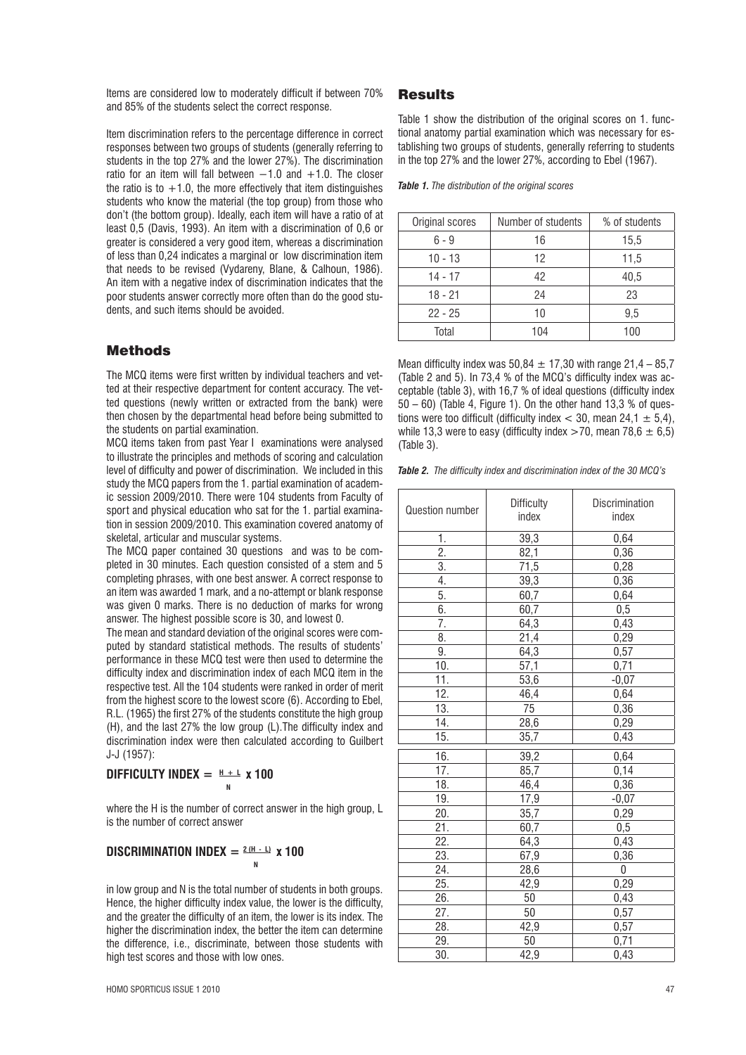Items are considered low to moderately difficult if between 70% and 85% of the students select the correct response.

Item discrimination refers to the percentage difference in correct responses between two groups of students (generally referring to students in the top 27% and the lower 27%). The discrimination ratio for an item will fall between −1.0 and +1.0. The closer the ratio is to +1.0, the more effectively that item distinguishes students who know the material (the top group) from those who don't (the bottom group). Ideally, each item will have a ratio of at least 0,5 (Davis, 1993). An item with a discrimination of 0,6 or greater is considered a very good item, whereas a discrimination of less than 0,24 indicates a marginal or low discrimination item that needs to be revised (Vydareny, Blane, & Calhoun, 1986). An item with a negative index of discrimination indicates that the poor students answer correctly more often than do the good students, and such items should be avoided.

## Methods

The MCQ items were first written by individual teachers and vetted at their respective department for content accuracy. The vetted questions (newly written or extracted from the bank) were then chosen by the departmental head before being submitted to the students on partial examination.

MCQ items taken from past Year I examinations were analysed to illustrate the principles and methods of scoring and calculation level of difficulty and power of discrimination. We included in this study the MCQ papers from the 1. partial examination of academic session 2009/2010. There were 104 students from Faculty of sport and physical education who sat for the 1. partial examination in session 2009/2010. This examination covered anatomy of skeletal, articular and muscular systems.

The MCQ paper contained 30 questions and was to be completed in 30 minutes. Each question consisted of a stem and 5 completing phrases, with one best answer. A correct response to an item was awarded 1 mark, and a no-attempt or blank response was given 0 marks. There is no deduction of marks for wrong answer. The highest possible score is 30, and lowest 0.

The mean and standard deviation of the original scores were computed by standard statistical methods. The results of students' performance in these MCQ test were then used to determine the difficulty index and discrimination index of each MCQ item in the respective test. All the 104 students were ranked in order of merit from the highest score to the lowest score (6). According to Ebel, R.L. (1965) the first 27% of the students constitute the high group (H), and the last 27% the low group (L).The difficulty index and discrimination index were then calculated according to Guilbert J-J (1957):

$$\text{DIFFICULTY INDEX} = \frac{H + L}{N} \times 100$$

where the H is the number of correct answer in the high group, L is the number of correct answer

$$\text{DISCRIMINATION INDEX} = \frac{2(H - L)}{N} \times 100$$

in low group and N is the total number of students in both groups. Hence, the higher difficulty index value, the lower is the difficulty, and the greater the difficulty of an item, the lower is its index. The higher the discrimination index, the better the item can determine the difference, i.e., discriminate, between those students with high test scores and those with low ones.

## Results

Table 1 show the distribution of the original scores on 1. functional anatomy partial examination which was necessary for establishing two groups of students, generally referring to students in the top 27% and the lower 27%, according to Ebel (1967).

***Table 1.*** *The distribution of the original scores*

| Original scores | Number of students | % of students |
|---|---|---|
| 6 - 9 | 16 | 15,5 |
| 10 - 13 | 12 | 11,5 |
| 14 - 17 | 42 | 40,5 |
| 18 - 21 | 24 | 23 |
| 22 - 25 | 10 | 9,5 |
| Total | 104 | 100 |

Mean difficulty index was 50,84 ± 17,30 with range 21,4 – 85,7 (Table 2 and 5). In 73,4 % of the MCQ's difficulty index was acceptable (table 3), with 16,7 % of ideal questions (difficulty index 50 – 60) (Table 4, Figure 1). On the other hand 13,3 % of questions were too difficult (difficulty index < 30, mean 24,1 ± 5,4), while 13,3 were to easy (difficulty index >70, mean 78,6 ± 6,5) (Table 3).

***Table 2.*** *The difficulty index and discrimination index of the 30 MCQ's*

| Question number | Difficulty index | Discrimination index |
|---|---|---|
| 1. | 39,3 | 0,64 |
| 2. | 82,1 | 0,36 |
| 3. | 71,5 | 0,28 |
| 4. | 39,3 | 0,36 |
| 5. | 60,7 | 0,64 |
| 6. | 60,7 | 0,5 |
| 7. | 64,3 | 0,43 |
| 8. | 21,4 | 0,29 |
| 9. | 64,3 | 0,57 |
| 10. | 57,1 | 0,71 |
| 11. | 53,6 | -0,07 |
| 12. | 46,4 | 0,64 |
| 13. | 75 | 0,36 |
| 14. | 28,6 | 0,29 |
| 15. | 35,7 | 0,43 |
| 16. | 39,2 | 0,64 |
| 17. | 85,7 | 0,14 |
| 18. | 46,4 | 0,36 |
| 19. | 17,9 | -0,07 |
| 20. | 35,7 | 0,29 |
| 21. | 60,7 | 0,5 |
| 22. | 64,3 | 0,43 |
| 23. | 67,9 | 0,36 |
| 24. | 28,6 | 0 |
| 25. | 42,9 | 0,29 |
| 26. | 50 | 0,43 |
| 27. | 50 | 0,57 |
| 28. | 42,9 | 0,57 |
| 29. | 50 | 0,71 |
| 30. | 42,9 | 0,43 |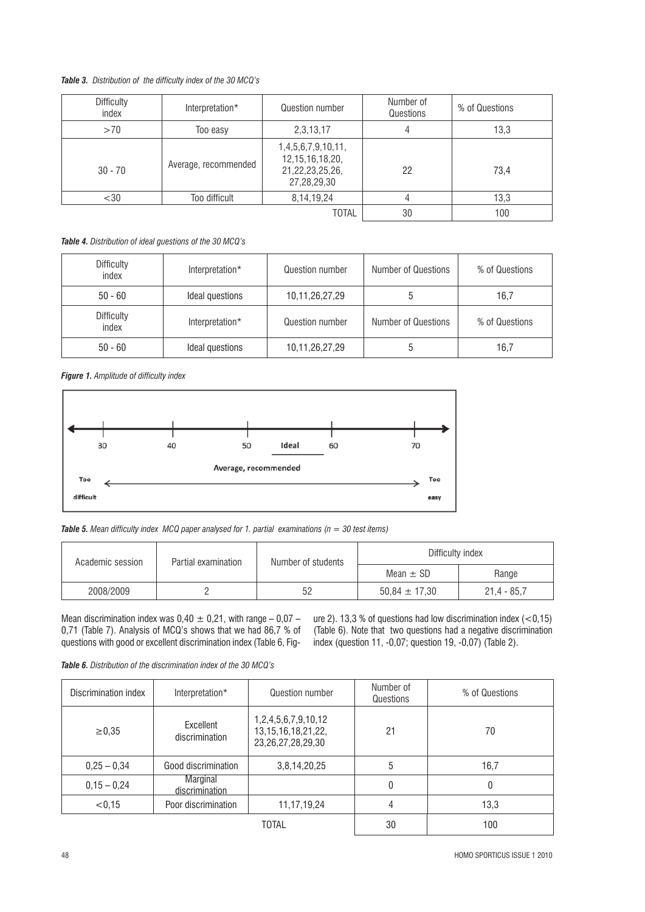*Table 3. Distribution of the difficulty index of the 30 MCQ's*

| Difficulty index | Interpretation* | Question number | Number of Questions | % of Questions |
|---|---|---|---|---|
| >70 | Too easy | 2,3,13,17 | 4 | 13,3 |
| 30 - 70 | Average, recommended | 1,4,5,6,7,9,10,11, 12,15,16,18,20, 21,22,23,25,26, 27,28,29,30 | 22 | 73,4 |
| <30 | Too difficult | 8,14,19,24 | 4 | 13,3 |
| | | TOTAL | 30 | 100 |

*Table 4. Distribution of ideal questions of the 30 MCQ's*

| Difficulty index | Interpretation* | Question number | Number of Questions | % of Questions |
|---|---|---|---|---|
| 50 - 60 | Ideal questions | 10,11,26,27,29 | 5 | 16,7 |
| Difficulty index | Interpretation* | Question number | Number of Questions | % of Questions |
| 50 - 60 | Ideal questions | 10,11,26,27,29 | 5 | 16,7 |

*Figure 1. Amplitude of difficulty index*

*Table 5. Mean difficulty index MCQ paper analysed for 1. partial examinations (n = 30 test items)*

| Academic session | Partial examination | Number of students | Difficulty index | |
|---|---|---|---|---|
| | | | Mean ± SD | Range |
| 2008/2009 | 2 | 52 | 50,84 ± 17,30 | 21,4 - 85,7 |

Mean discrimination index was 0,40 ± 0,21, with range – 0,07 – 0,71 (Table 7). Analysis of MCQ's shows that we had 86,7 % of questions with good or excellent discrimination index (Table 6, Figure 2). 13,3 % of questions had low discrimination index (<0,15) (Table 6). Note that two questions had a negative discrimination index (question 11, -0,07; question 19, -0,07) (Table 2).

*Table 6. Distribution of the discrimination index of the 30 MCQ's*

| Discrimination index | Interpretation* | Question number | Number of Questions | % of Questions |
|---|---|---|---|---|
| ≥0,35 | Excellent discrimination | 1,2,4,5,6,7,9,10,12 13,15,16,18,21,22, 23,26,27,28,29,30 | 21 | 70 |
| 0,25 – 0,34 | Good discrimination | 3,8,14,20,25 | 5 | 16,7 |
| 0,15 – 0,24 | Marginal discrimination | | 0 | 0 |
| <0,15 | Poor discrimination | 11,17,19,24 | 4 | 13,3 |
| | | TOTAL | 30 | 100 |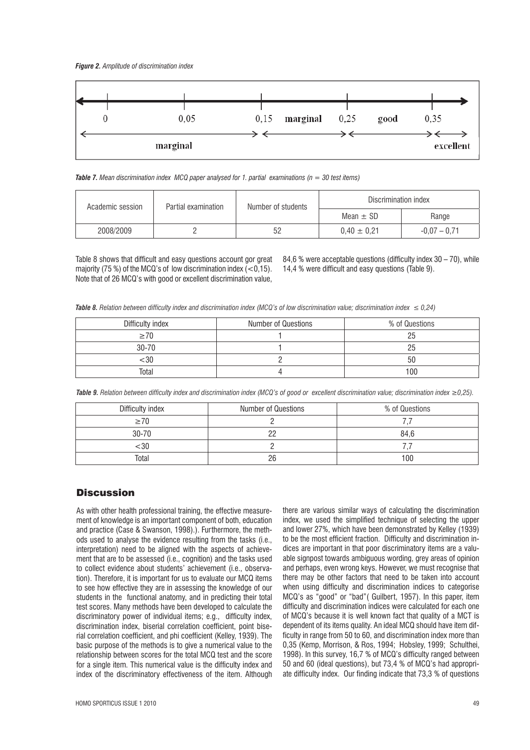*Figure 2. Amplitude of discrimination index*

*Table 7. Mean discrimination index MCQ paper analysed for 1. partial examinations (n = 30 test items)*

| Academic session | Partial examination | Number of students | Discrimination index | |
|---|---|---|---|---|
| | | | Mean ± SD | Range |
| 2008/2009 | 2 | 52 | 0,40 ± 0,21 | -0,07 – 0,71 |

Table 8 shows that difficult and easy questions account gor great majority (75 %) of the MCQ's of low discrimination index (<0,15). Note that of 26 MCQ's with good or excellent discrimination value, 84,6 % were acceptable questions (difficulty index 30 – 70), while 14,4 % were difficult and easy questions (Table 9).

*Table 8. Relation between difficulty index and discrimination index (MCQ's of low discrimination value; discrimination index ≤ 0,24)*

| Difficulty index | Number of Questions | % of Questions |
|---|---|---|
| ≥70 | 1 | 25 |
| 30-70 | 1 | 25 |
| <30 | 2 | 50 |
| Total | 4 | 100 |

*Table 9. Relation between difficulty index and discrimination index (MCQ's of good or excellent discrimination value; discrimination index ≥0,25).*

| Difficulty index | Number of Questions | % of Questions |
|---|---|---|
| ≥70 | 2 | 7,7 |
| 30-70 | 22 | 84,6 |
| <30 | 2 | 7,7 |
| Total | 26 | 100 |

## Discussion

As with other health professional training, the effective measurement of knowledge is an important component of both, education and practice (Case & Swanson, 1998).). Furthermore, the methods used to analyse the evidence resulting from the tasks (i.e., interpretation) need to be aligned with the aspects of achievement that are to be assessed (i.e., cognition) and the tasks used to collect evidence about students' achievement (i.e., observation). Therefore, it is important for us to evaluate our MCQ items to see how effective they are in assessing the knowledge of our students in the functional anatomy, and in predicting their total test scores. Many methods have been developed to calculate the discriminatory power of individual items; e.g., difficulty index, discrimination index, biserial correlation coefficient, point biserial correlation coefficient, and phi coefficient (Kelley, 1939). The basic purpose of the methods is to give a numerical value to the relationship between scores for the total MCQ test and the score for a single item. This numerical value is the difficulty index and index of the discriminatory effectiveness of the item. Although there are various similar ways of calculating the discrimination index, we used the simplified technique of selecting the upper and lower 27%, which have been demonstrated by Kelley (1939) to be the most efficient fraction. Difficulty and discrimination indices are important in that poor discriminatory items are a valuable signpost towards ambiguous wording, grey areas of opinion and perhaps, even wrong keys. However, we must recognise that there may be other factors that need to be taken into account when using difficulty and discrimination indices to categorise MCQ's as "good" or "bad"( Guilbert, 1957). In this paper, item difficulty and discrimination indices were calculated for each one of MCQ's because it is well known fact that quality of a MCT is dependent of its items quality. An ideal MCQ should have item difficulty in range from 50 to 60, and discrimination index more than 0,35 (Kemp, Morrison, & Ros, 1994; Hobsley, 1999; Schulthei, 1998). In this survey, 16,7 % of MCQ's difficulty ranged between 50 and 60 (ideal questions), but 73,4 % of MCQ's had appropriate difficulty index. Our finding indicate that 73,3 % of questions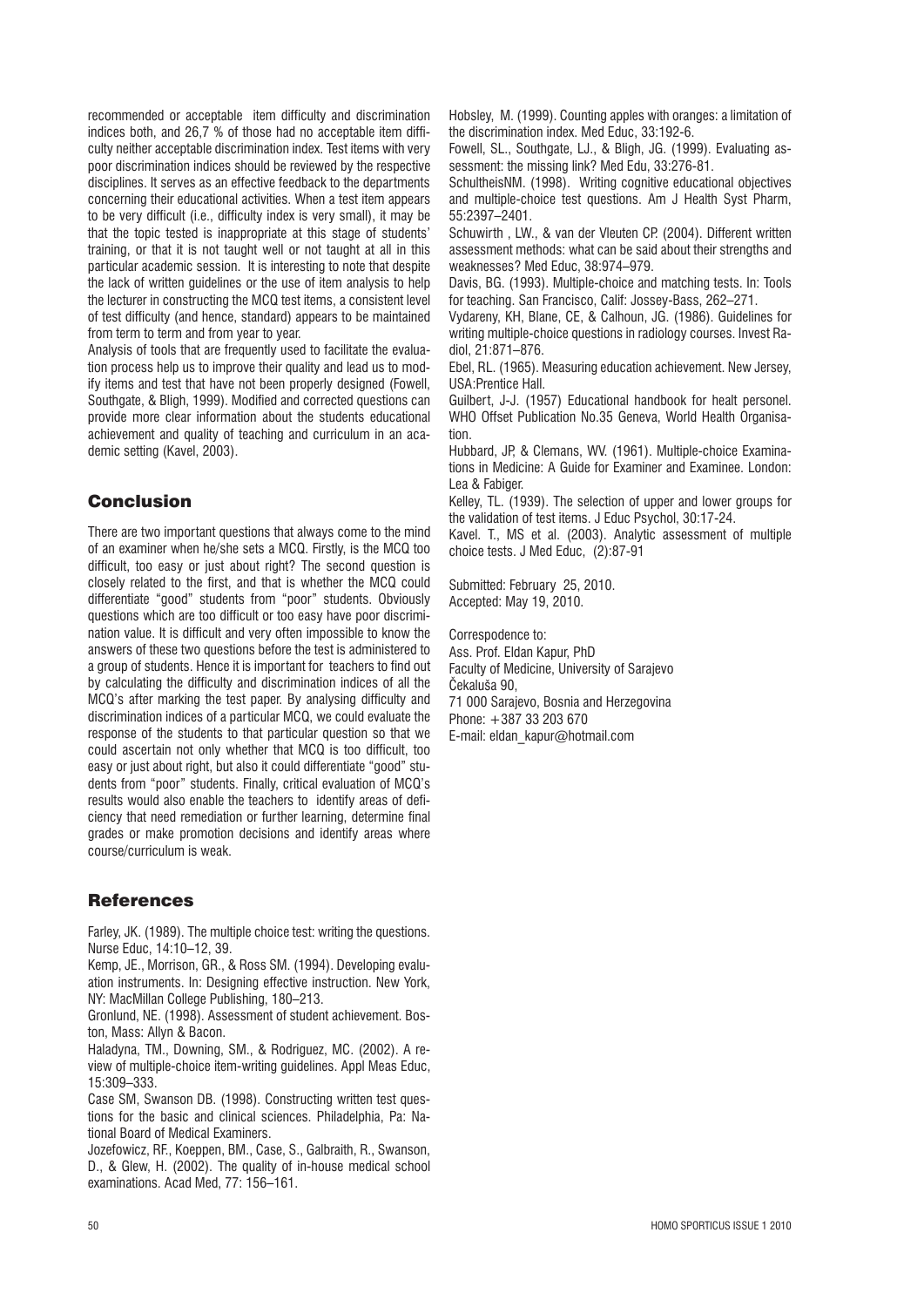recommended or acceptable item difficulty and discrimination indices both, and 26,7 % of those had no acceptable item difficulty neither acceptable discrimination index. Test items with very poor discrimination indices should be reviewed by the respective disciplines. It serves as an effective feedback to the departments concerning their educational activities. When a test item appears to be very difficult (i.e., difficulty index is very small), it may be that the topic tested is inappropriate at this stage of students' training, or that it is not taught well or not taught at all in this particular academic session. It is interesting to note that despite the lack of written guidelines or the use of item analysis to help the lecturer in constructing the MCQ test items, a consistent level of test difficulty (and hence, standard) appears to be maintained from term to term and from year to year.

Analysis of tools that are frequently used to facilitate the evaluation process help us to improve their quality and lead us to modify items and test that have not been properly designed (Fowell, Southgate, & Bligh, 1999). Modified and corrected questions can provide more clear information about the students educational achievement and quality of teaching and curriculum in an academic setting (Kavel, 2003).

## Conclusion

There are two important questions that always come to the mind of an examiner when he/she sets a MCQ. Firstly, is the MCQ too difficult, too easy or just about right? The second question is closely related to the first, and that is whether the MCQ could differentiate "good" students from "poor" students. Obviously questions which are too difficult or too easy have poor discrimination value. It is difficult and very often impossible to know the answers of these two questions before the test is administered to a group of students. Hence it is important for teachers to find out by calculating the difficulty and discrimination indices of all the MCQ's after marking the test paper. By analysing difficulty and discrimination indices of a particular MCQ, we could evaluate the response of the students to that particular question so that we could ascertain not only whether that MCQ is too difficult, too easy or just about right, but also it could differentiate "good" students from "poor" students. Finally, critical evaluation of MCQ's results would also enable the teachers to identify areas of deficiency that need remediation or further learning, determine final grades or make promotion decisions and identify areas where course/curriculum is weak.

## References

Farley, JK. (1989). The multiple choice test: writing the questions. Nurse Educ, 14:10–12, 39.

Kemp, JE., Morrison, GR., & Ross SM. (1994). Developing evaluation instruments. In: Designing effective instruction. New York, NY: MacMillan College Publishing, 180–213.

Gronlund, NE. (1998). Assessment of student achievement. Boston, Mass: Allyn & Bacon.

Haladyna, TM., Downing, SM., & Rodriguez, MC. (2002). A review of multiple-choice item-writing guidelines. Appl Meas Educ, 15:309–333.

Case SM, Swanson DB. (1998). Constructing written test questions for the basic and clinical sciences. Philadelphia, Pa: National Board of Medical Examiners.

Jozefowicz, RF., Koeppen, BM., Case, S., Galbraith, R., Swanson, D., & Glew, H. (2002). The quality of in-house medical school examinations. Acad Med, 77: 156–161.

Hobsley, M. (1999). Counting apples with oranges: a limitation of the discrimination index. Med Educ, 33:192-6.

Fowell, SL., Southgate, LJ., & Bligh, JG. (1999). Evaluating assessment: the missing link? Med Edu, 33:276-81.

SchultheisNM. (1998). Writing cognitive educational objectives and multiple-choice test questions. Am J Health Syst Pharm, 55:2397–2401.

Schuwirth , LW., & van der Vleuten CP. (2004). Different written assessment methods: what can be said about their strengths and weaknesses? Med Educ, 38:974–979.

Davis, BG. (1993). Multiple-choice and matching tests. In: Tools for teaching. San Francisco, Calif: Jossey-Bass, 262–271.

Vydareny, KH, Blane, CE, & Calhoun, JG. (1986). Guidelines for writing multiple-choice questions in radiology courses. Invest Radiol, 21:871–876.

Ebel, RL. (1965). Measuring education achievement. New Jersey, USA:Prentice Hall.

Guilbert, J-J. (1957) Educational handbook for healt personel. WHO Offset Publication No.35 Geneva, World Health Organisation.

Hubbard, JP, & Clemans, WV. (1961). Multiple-choice Examinations in Medicine: A Guide for Examiner and Examinee. London: Lea & Fabiger.

Kelley, TL. (1939). The selection of upper and lower groups for the validation of test items. J Educ Psychol, 30:17-24.

Kavel. T., MS et al. (2003). Analytic assessment of multiple choice tests. J Med Educ, (2):87-91

Submitted: February 25, 2010.
Accepted: May 19, 2010.

Correspodence to:
Ass. Prof. Eldan Kapur, PhD
Faculty of Medicine, University of Sarajevo
Čekaluša 90,
71 000 Sarajevo, Bosnia and Herzegovina
Phone: +387 33 203 670
E-mail: eldan_kapur@hotmail.com